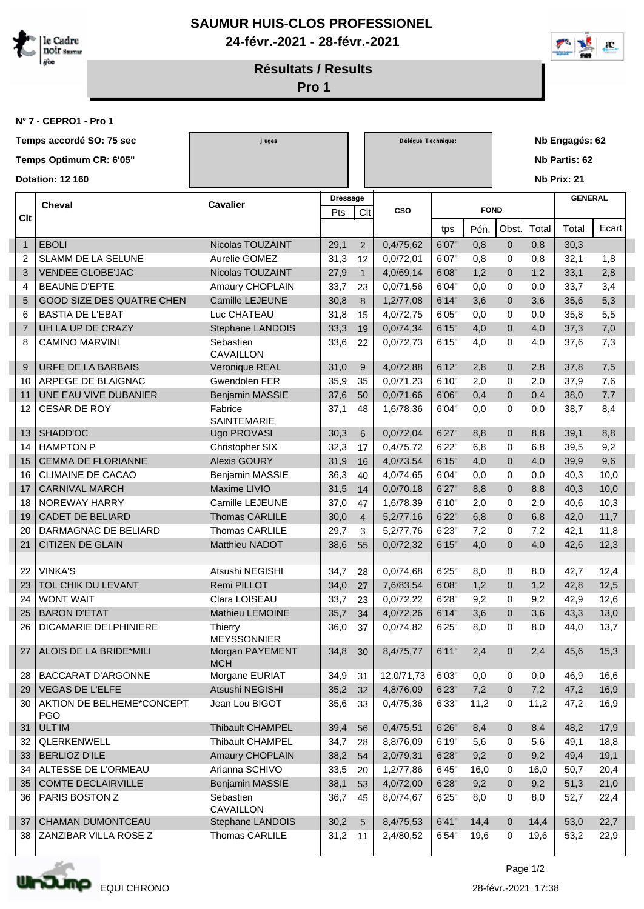# SAUMUR HUIS-CLOS PROFESSIONEL

**24-févr.-2021 - 28-févr.-2021**

## Résultats / Results

**Pro 1**

**N° 7 - CEPRO1 - Pro 1**

**Temps accordé SO: 75 sec**

**Temps Optimum CR: 6'05"**

**Dotation: 12 160**

Juges

Délégué Technique:

**Nb Engagés: 62**

**Nb Partis: 62**

**Nb Prix: 21**

| Clt | Cheval | Cavalier | Dressage | | CSO | FOND | | | | GENERAL | |
|---|---|---|---|---|---|---|---|---|---|---|---|
| | | | Pts | Clt | | tps | Pén. | Obst. | Total | Total | Ecart |
| 1 | EBOLI | Nicolas TOUZAINT | 29,1 | 2 | 0,4/75,62 | 6'07" | 0,8 | 0 | 0,8 | 30,3 | |
| 2 | SLAMM DE LA SELUNE | Aurelie GOMEZ | 31,3 | 12 | 0,0/72,01 | 6'07" | 0,8 | 0 | 0,8 | 32,1 | 1,8 |
| 3 | VENDEE GLOBE'JAC | Nicolas TOUZAINT | 27,9 | 1 | 4,0/69,14 | 6'08" | 1,2 | 0 | 1,2 | 33,1 | 2,8 |
| 4 | BEAUNE D'EPTE | Amaury CHOPLAIN | 33,7 | 23 | 0,0/71,56 | 6'04" | 0,0 | 0 | 0,0 | 33,7 | 3,4 |
| 5 | GOOD SIZE DES QUATRE CHEN | Camille LEJEUNE | 30,8 | 8 | 1,2/77,08 | 6'14" | 3,6 | 0 | 3,6 | 35,6 | 5,3 |
| 6 | BASTIA DE L'EBAT | Luc CHATEAU | 31,8 | 15 | 4,0/72,75 | 6'05" | 0,0 | 0 | 0,0 | 35,8 | 5,5 |
| 7 | UH LA UP DE CRAZY | Stephane LANDOIS | 33,3 | 19 | 0,0/74,34 | 6'15" | 4,0 | 0 | 4,0 | 37,3 | 7,0 |
| 8 | CAMINO MARVINI | Sebastien CAVAILLON | 33,6 | 22 | 0,0/72,73 | 6'15" | 4,0 | 0 | 4,0 | 37,6 | 7,3 |
| 9 | URFE DE LA BARBAIS | Veronique REAL | 31,0 | 9 | 4,0/72,88 | 6'12" | 2,8 | 0 | 2,8 | 37,8 | 7,5 |
| 10 | ARPEGE DE BLAIGNAC | Gwendolen FER | 35,9 | 35 | 0,0/71,23 | 6'10" | 2,0 | 0 | 2,0 | 37,9 | 7,6 |
| 11 | UNE EAU VIVE DUBANIER | Benjamin MASSIE | 37,6 | 50 | 0,0/71,66 | 6'06" | 0,4 | 0 | 0,4 | 38,0 | 7,7 |
| 12 | CESAR DE ROY | Fabrice SAINTEMARIE | 37,1 | 48 | 1,6/78,36 | 6'04" | 0,0 | 0 | 0,0 | 38,7 | 8,4 |
| 13 | SHADD'OC | Ugo PROVASI | 30,3 | 6 | 0,0/72,04 | 6'27" | 8,8 | 0 | 8,8 | 39,1 | 8,8 |
| 14 | HAMPTON P | Christopher SIX | 32,3 | 17 | 0,4/75,72 | 6'22" | 6,8 | 0 | 6,8 | 39,5 | 9,2 |
| 15 | CEMMA DE FLORIANNE | Alexis GOURY | 31,9 | 16 | 4,0/73,54 | 6'15" | 4,0 | 0 | 4,0 | 39,9 | 9,6 |
| 16 | CLIMAINE DE CACAO | Benjamin MASSIE | 36,3 | 40 | 4,0/74,65 | 6'04" | 0,0 | 0 | 0,0 | 40,3 | 10,0 |
| 17 | CARNIVAL MARCH | Maxime LIVIO | 31,5 | 14 | 0,0/70,18 | 6'27" | 8,8 | 0 | 8,8 | 40,3 | 10,0 |
| 18 | NOREWAY HARRY | Camille LEJEUNE | 37,0 | 47 | 1,6/78,39 | 6'10" | 2,0 | 0 | 2,0 | 40,6 | 10,3 |
| 19 | CADET DE BELIARD | Thomas CARLILE | 30,0 | 4 | 5,2/77,16 | 6'22" | 6,8 | 0 | 6,8 | 42,0 | 11,7 |
| 20 | DARMAGNAC DE BELIARD | Thomas CARLILE | 29,7 | 3 | 5,2/77,76 | 6'23" | 7,2 | 0 | 7,2 | 42,1 | 11,8 |
| 21 | CITIZEN DE GLAIN | Matthieu NADOT | 38,6 | 55 | 0,0/72,32 | 6'15" | 4,0 | 0 | 4,0 | 42,6 | 12,3 |
| 22 | VINKA'S | Atsushi NEGISHI | 34,7 | 28 | 0,0/74,68 | 6'25" | 8,0 | 0 | 8,0 | 42,7 | 12,4 |
| 23 | TOL CHIK DU LEVANT | Remi PILLOT | 34,0 | 27 | 7,6/83,54 | 6'08" | 1,2 | 0 | 1,2 | 42,8 | 12,5 |
| 24 | WONT WAIT | Clara LOISEAU | 33,7 | 23 | 0,0/72,22 | 6'28" | 9,2 | 0 | 9,2 | 42,9 | 12,6 |
| 25 | BARON D'ETAT | Mathieu LEMOINE | 35,7 | 34 | 4,0/72,26 | 6'14" | 3,6 | 0 | 3,6 | 43,3 | 13,0 |
| 26 | DICAMARIE DELPHINIERE | Thierry MEYSSONNIER | 36,0 | 37 | 0,0/74,82 | 6'25" | 8,0 | 0 | 8,0 | 44,0 | 13,7 |
| 27 | ALOIS DE LA BRIDE*MILI | Morgan PAYEMENT MCH | 34,8 | 30 | 8,4/75,77 | 6'11" | 2,4 | 0 | 2,4 | 45,6 | 15,3 |
| 28 | BACCARAT D'ARGONNE | Morgane EURIAT | 34,9 | 31 | 12,0/71,73 | 6'03" | 0,0 | 0 | 0,0 | 46,9 | 16,6 |
| 29 | VEGAS DE L'ELFE | Atsushi NEGISHI | 35,2 | 32 | 4,8/76,09 | 6'23" | 7,2 | 0 | 7,2 | 47,2 | 16,9 |
| 30 | AKTION DE BELHEME*CONCEPT PGO | Jean Lou BIGOT | 35,6 | 33 | 0,4/75,36 | 6'33" | 11,2 | 0 | 11,2 | 47,2 | 16,9 |
| 31 | ULT'IM | Thibault CHAMPEL | 39,4 | 56 | 0,4/75,51 | 6'26" | 8,4 | 0 | 8,4 | 48,2 | 17,9 |
| 32 | QLERKENWELL | Thibault CHAMPEL | 34,7 | 28 | 8,8/76,09 | 6'19" | 5,6 | 0 | 5,6 | 49,1 | 18,8 |
| 33 | BERLIOZ D'ILE | Amaury CHOPLAIN | 38,2 | 54 | 2,0/79,31 | 6'28" | 9,2 | 0 | 9,2 | 49,4 | 19,1 |
| 34 | ALTESSE DE L'ORMEAU | Arianna SCHIVO | 33,5 | 20 | 1,2/77,86 | 6'45" | 16,0 | 0 | 16,0 | 50,7 | 20,4 |
| 35 | COMTE DECLAIRVILLE | Benjamin MASSIE | 38,1 | 53 | 4,0/72,00 | 6'28" | 9,2 | 0 | 9,2 | 51,3 | 21,0 |
| 36 | PARIS BOSTON Z | Sebastien CAVAILLON | 36,7 | 45 | 8,0/74,67 | 6'25" | 8,0 | 0 | 8,0 | 52,7 | 22,4 |
| 37 | CHAMAN DUMONTCEAU | Stephane LANDOIS | 30,2 | 5 | 8,4/75,53 | 6'41" | 14,4 | 0 | 14,4 | 53,0 | 22,7 |
| 38 | ZANZIBAR VILLA ROSE Z | Thomas CARLILE | 31,2 | 11 | 2,4/80,52 | 6'54" | 19,6 | 0 | 19,6 | 53,2 | 22,9 |

EQUI CHRONO

28-févr.-2021 17:38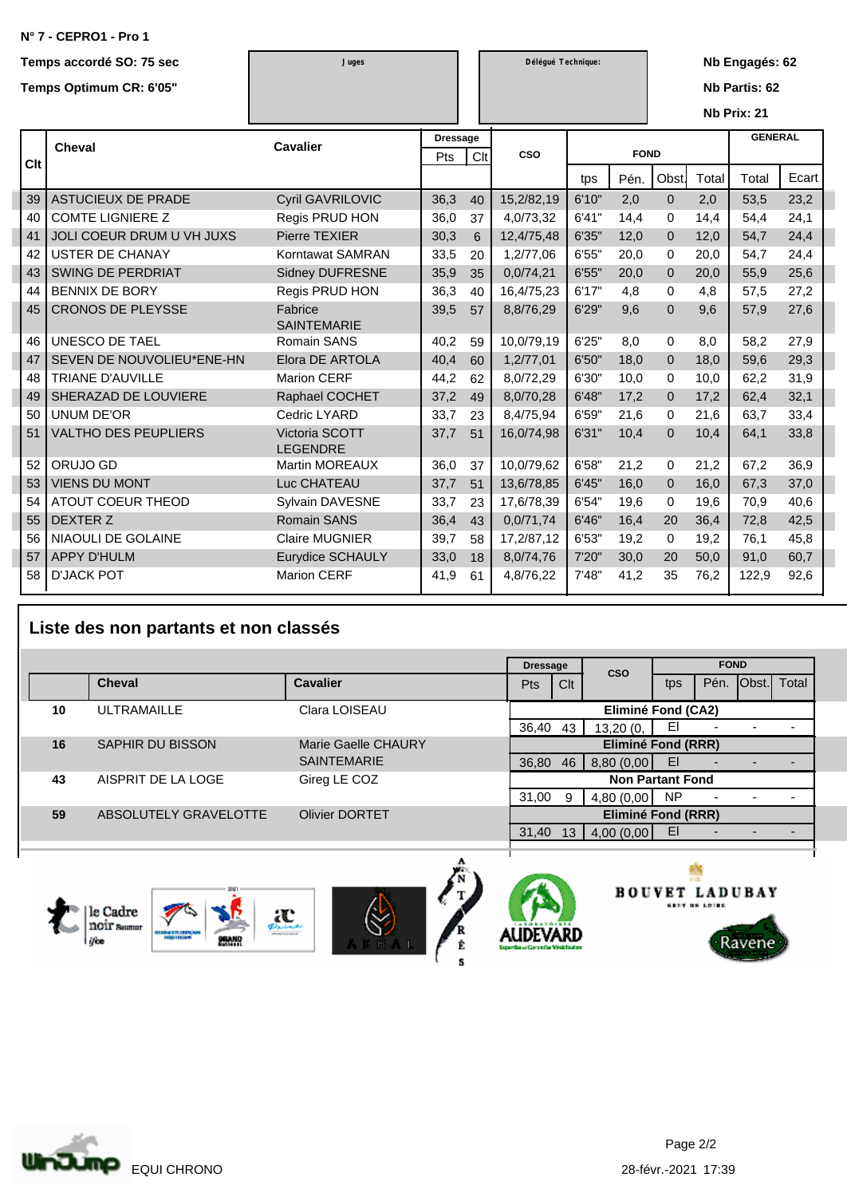**N° 7 - CEPRO1 - Pro 1**

**Temps accordé SO: 75 sec**

**Temps Optimum CR: 6'05"**

Juges

Délégué Technique:

**Nb Engagés: 62**

**Nb Partis: 62**

**Nb Prix: 21**

| Clt | Cheval | Cavalier | Dressage | | CSO | FOND | | | | GENERAL | |
|---|---|---|---|---|---|---|---|---|---|---|---|
| | | | Pts | Clt | | tps | Pén. | Obst. | Total | Total | Ecart |
| 39 | ASTUCIEUX DE PRADE | Cyril GAVRILOVIC | 36,3 | 40 | 15,2/82,19 | 6'10" | 2,0 | 0 | 2,0 | 53,5 | 23,2 |
| 40 | COMTE LIGNIERE Z | Regis PRUD HON | 36,0 | 37 | 4,0/73,32 | 6'41" | 14,4 | 0 | 14,4 | 54,4 | 24,1 |
| 41 | JOLI COEUR DRUM U VH JUXS | Pierre TEXIER | 30,3 | 6 | 12,4/75,48 | 6'35" | 12,0 | 0 | 12,0 | 54,7 | 24,4 |
| 42 | USTER DE CHANAY | Korntawat SAMRAN | 33,5 | 20 | 1,2/77,06 | 6'55" | 20,0 | 0 | 20,0 | 54,7 | 24,4 |
| 43 | SWING DE PERDRIAT | Sidney DUFRESNE | 35,9 | 35 | 0,0/74,21 | 6'55" | 20,0 | 0 | 20,0 | 55,9 | 25,6 |
| 44 | BENNIX DE BORY | Regis PRUD HON | 36,3 | 40 | 16,4/75,23 | 6'17" | 4,8 | 0 | 4,8 | 57,5 | 27,2 |
| 45 | CRONOS DE PLEYSSE | Fabrice SAINTEMARIE | 39,5 | 57 | 8,8/76,29 | 6'29" | 9,6 | 0 | 9,6 | 57,9 | 27,6 |
| 46 | UNESCO DE TAEL | Romain SANS | 40,2 | 59 | 10,0/79,19 | 6'25" | 8,0 | 0 | 8,0 | 58,2 | 27,9 |
| 47 | SEVEN DE NOUVOLIEU*ENE-HN | Elora DE ARTOLA | 40,4 | 60 | 1,2/77,01 | 6'50" | 18,0 | 0 | 18,0 | 59,6 | 29,3 |
| 48 | TRIANE D'AUVILLE | Marion CERF | 44,2 | 62 | 8,0/72,29 | 6'30" | 10,0 | 0 | 10,0 | 62,2 | 31,9 |
| 49 | SHERAZAD DE LOUVIERE | Raphael COCHET | 37,2 | 49 | 8,0/70,28 | 6'48" | 17,2 | 0 | 17,2 | 62,4 | 32,1 |
| 50 | UNUM DE'OR | Cedric LYARD | 33,7 | 23 | 8,4/75,94 | 6'59" | 21,6 | 0 | 21,6 | 63,7 | 33,4 |
| 51 | VALTHO DES PEUPLIERS | Victoria SCOTT LEGENDRE | 37,7 | 51 | 16,0/74,98 | 6'31" | 10,4 | 0 | 10,4 | 64,1 | 33,8 |
| 52 | ORUJO GD | Martin MOREAUX | 36,0 | 37 | 10,0/79,62 | 6'58" | 21,2 | 0 | 21,2 | 67,2 | 36,9 |
| 53 | VIENS DU MONT | Luc CHATEAU | 37,7 | 51 | 13,6/78,85 | 6'45" | 16,0 | 0 | 16,0 | 67,3 | 37,0 |
| 54 | ATOUT COEUR THEOD | Sylvain DAVESNE | 33,7 | 23 | 17,6/78,39 | 6'54" | 19,6 | 0 | 19,6 | 70,9 | 40,6 |
| 55 | DEXTER Z | Romain SANS | 36,4 | 43 | 0,0/71,74 | 6'46" | 16,4 | 20 | 36,4 | 72,8 | 42,5 |
| 56 | NIAOULI DE GOLAINE | Claire MUGNIER | 39,7 | 58 | 17,2/87,12 | 6'53" | 19,2 | 0 | 19,2 | 76,1 | 45,8 |
| 57 | APPY D'HULM | Eurydice SCHAULY | 33,0 | 18 | 8,0/74,76 | 7'20" | 30,0 | 20 | 50,0 | 91,0 | 60,7 |
| 58 | D'JACK POT | Marion CERF | 41,9 | 61 | 4,8/76,22 | 7'48" | 41,2 | 35 | 76,2 | 122,9 | 92,6 |

## Liste des non partants et non classés

| | Cheval | Cavalier | Dressage | | CSO | FOND | | | |
|---|---|---|---|---|---|---|---|---|---|
| | | | Pts | Clt | | tps | Pén. | Obst. | Total |
| 10 | ULTRAMAILLE | Clara LOISEAU | Eliminé Fond (CA2) | | | | | | |
| | | | 36,40 | 43 | 13,20 (0, | El | - | - | - |
| 16 | SAPHIR DU BISSON | Marie Gaelle CHAURY SAINTEMARIE | Eliminé Fond (RRR) | | | | | | |
| | | | 36,80 | 46 | 8,80 (0,00 | El | - | - | - |
| 43 | AISPRIT DE LA LOGE | Gireg LE COZ | Non Partant Fond | | | | | | |
| | | | 31,00 | 9 | 4,80 (0,00 | NP | - | - | - |
| 59 | ABSOLUTELY GRAVELOTTE | Olivier DORTET | Eliminé Fond (RRR) | | | | | | |
| | | | 31,40 | 13 | 4,00 (0,00 | El | - | - | - |

EQUI CHRONO

28-févr.-2021 17:39